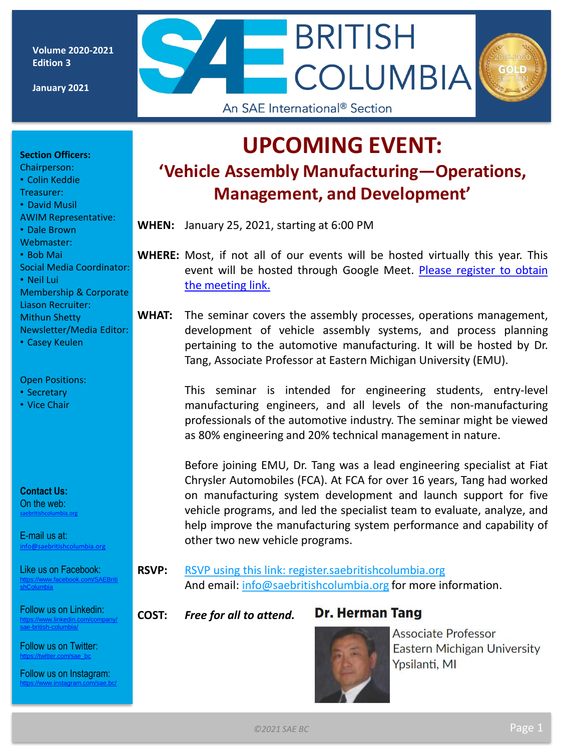Volume 2020-2021
Edition 3

January 2021

# SAE BRITISH COLUMBIA

An SAE International® Section

2019-2020 GOLD SECTION

**Section Officers:**

Chairperson:
- Colin Keddie

Treasurer:
- David Musil

AWIM Representative:
- Dale Brown

Webmaster:
- Bob Mai

Social Media Coordinator:
- Neil Lui

Membership & Corporate Liason Recruiter:
Mithun Shetty

Newsletter/Media Editor:
- Casey Keulen

Open Positions:
- Secretary
- Vice Chair

**Contact Us:**

On the web:
saebritishcolumbia.org

E-mail us at:
info@saebritishcolumbia.org

Like us on Facebook:
https://www.facebook.com/SAEBritishColumbia

Follow us on Linkedin:
https://www.linkedin.com/company/sae-british-columbia/

Follow us on Twitter:
https://twitter.com/sae_bc

Follow us on Instagram:
https://www.instagram.com/sae.bc/

# UPCOMING EVENT:

## 'Vehicle Assembly Manufacturing—Operations, Management, and Development'

**WHEN:** January 25, 2021, starting at 6:00 PM

**WHERE:** Most, if not all of our events will be hosted virtually this year. This event will be hosted through Google Meet. Please register to obtain the meeting link.

**WHAT:** The seminar covers the assembly processes, operations management, development of vehicle assembly systems, and process planning pertaining to the automotive manufacturing. It will be hosted by Dr. Tang, Associate Professor at Eastern Michigan University (EMU).

This seminar is intended for engineering students, entry-level manufacturing engineers, and all levels of the non-manufacturing professionals of the automotive industry. The seminar might be viewed as 80% engineering and 20% technical management in nature.

Before joining EMU, Dr. Tang was a lead engineering specialist at Fiat Chrysler Automobiles (FCA). At FCA for over 16 years, Tang had worked on manufacturing system development and launch support for five vehicle programs, and led the specialist team to evaluate, analyze, and help improve the manufacturing system performance and capability of other two new vehicle programs.

**RSVP:** RSVP using this link: register.saebritishcolumbia.org
And email: info@saebritishcolumbia.org for more information.

**COST:** ***Free for all to attend.***

**Dr. Herman Tang**

Associate Professor
Eastern Michigan University
Ypsilanti, MI

©2021 SAE BC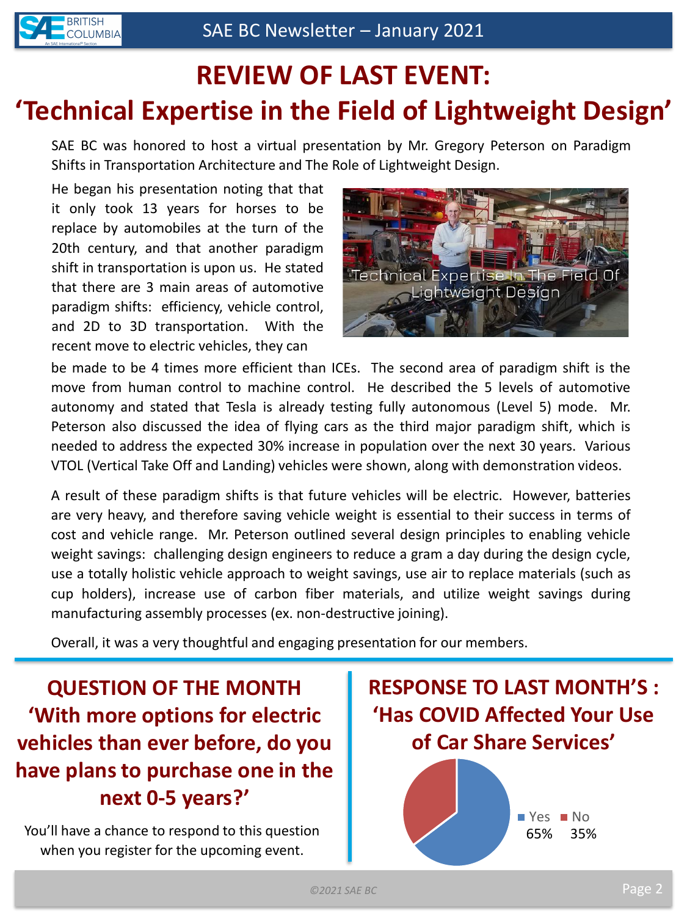# REVIEW OF LAST EVENT: 'Technical Expertise in the Field of Lightweight Design'

SAE BC was honored to host a virtual presentation by Mr. Gregory Peterson on Paradigm Shifts in Transportation Architecture and The Role of Lightweight Design.

He began his presentation noting that that it only took 13 years for horses to be replace by automobiles at the turn of the 20th century, and that another paradigm shift in transportation is upon us. He stated that there are 3 main areas of automotive paradigm shifts: efficiency, vehicle control, and 2D to 3D transportation. With the recent move to electric vehicles, they can be made to be 4 times more efficient than ICEs. The second area of paradigm shift is the move from human control to machine control. He described the 5 levels of automotive autonomy and stated that Tesla is already testing fully autonomous (Level 5) mode. Mr. Peterson also discussed the idea of flying cars as the third major paradigm shift, which is needed to address the expected 30% increase in population over the next 30 years. Various VTOL (Vertical Take Off and Landing) vehicles were shown, along with demonstration videos.

A result of these paradigm shifts is that future vehicles will be electric. However, batteries are very heavy, and therefore saving vehicle weight is essential to their success in terms of cost and vehicle range. Mr. Peterson outlined several design principles to enabling vehicle weight savings: challenging design engineers to reduce a gram a day during the design cycle, use a totally holistic vehicle approach to weight savings, use air to replace materials (such as cup holders), increase use of carbon fiber materials, and utilize weight savings during manufacturing assembly processes (ex. non-destructive joining).

Overall, it was a very thoughtful and engaging presentation for our members.

## QUESTION OF THE MONTH 'With more options for electric vehicles than ever before, do you have plans to purchase one in the next 0-5 years?'

You'll have a chance to respond to this question when you register for the upcoming event.

## RESPONSE TO LAST MONTH'S : 'Has COVID Affected Your Use of Car Share Services'

| Yes | No |
| --- | --- |
| 65% | 35% |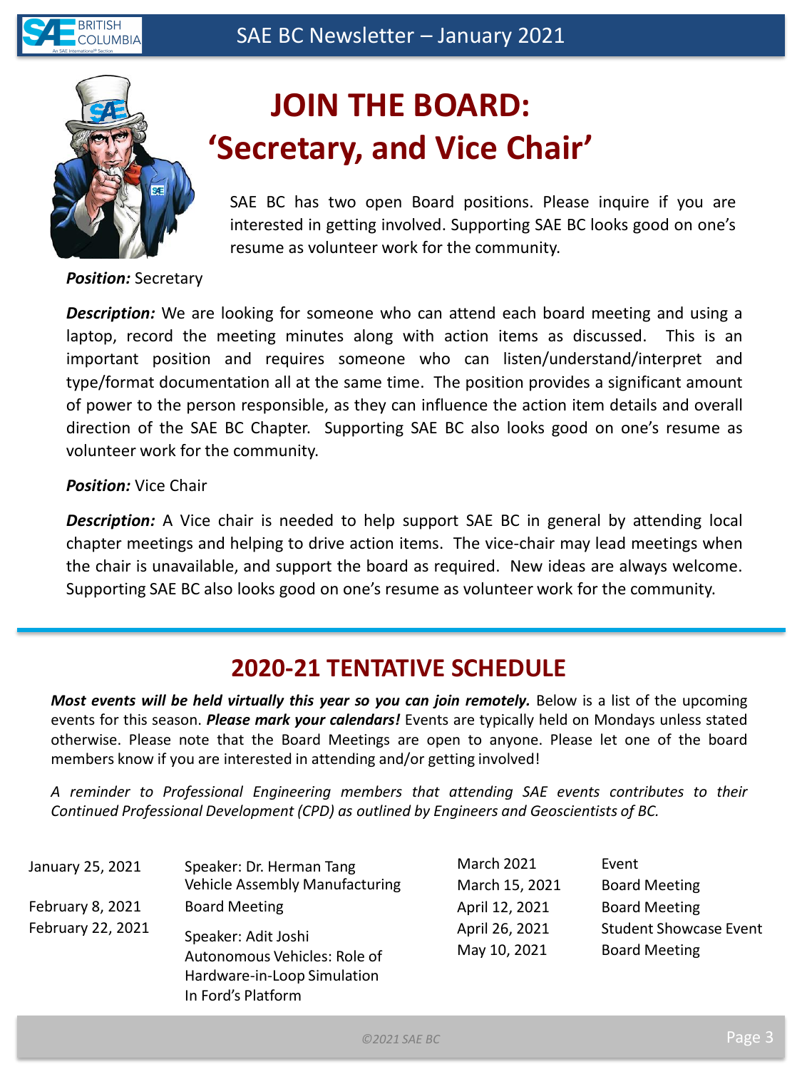# JOIN THE BOARD: 'Secretary, and Vice Chair'

SAE BC has two open Board positions. Please inquire if you are interested in getting involved. Supporting SAE BC looks good on one's resume as volunteer work for the community.

***Position:*** Secretary

***Description:*** We are looking for someone who can attend each board meeting and using a laptop, record the meeting minutes along with action items as discussed. This is an important position and requires someone who can listen/understand/interpret and type/format documentation all at the same time. The position provides a significant amount of power to the person responsible, as they can influence the action item details and overall direction of the SAE BC Chapter. Supporting SAE BC also looks good on one's resume as volunteer work for the community.

***Position:*** Vice Chair

***Description:*** A Vice chair is needed to help support SAE BC in general by attending local chapter meetings and helping to drive action items. The vice-chair may lead meetings when the chair is unavailable, and support the board as required. New ideas are always welcome. Supporting SAE BC also looks good on one's resume as volunteer work for the community.

## 2020-21 TENTATIVE SCHEDULE

***Most events will be held virtually this year so you can join remotely.*** Below is a list of the upcoming events for this season. ***Please mark your calendars!*** Events are typically held on Mondays unless stated otherwise. Please note that the Board Meetings are open to anyone. Please let one of the board members know if you are interested in attending and/or getting involved!

*A reminder to Professional Engineering members that attending SAE events contributes to their Continued Professional Development (CPD) as outlined by Engineers and Geoscientists of BC.*

| Date | Event |
|---|---|
| January 25, 2021 | Speaker: Dr. Herman Tang<br>Vehicle Assembly Manufacturing |
| February 8, 2021 | Board Meeting |
| February 22, 2021 | Speaker: Adit Joshi<br>Autonomous Vehicles: Role of Hardware-in-Loop Simulation In Ford's Platform |
| March 2021 | Event |
| March 15, 2021 | Board Meeting |
| April 12, 2021 | Board Meeting |
| April 26, 2021 | Student Showcase Event |
| May 10, 2021 | Board Meeting |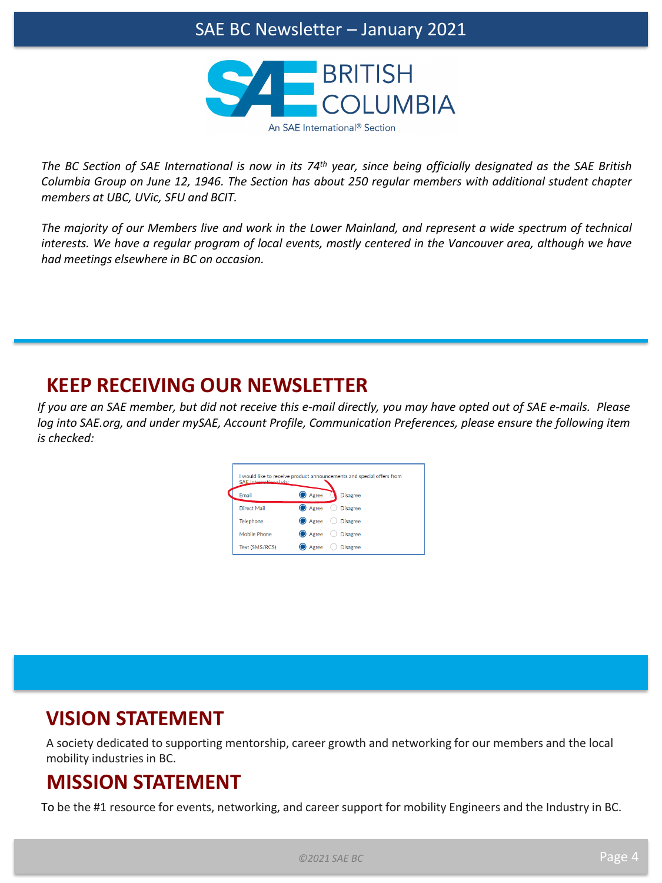*The BC Section of SAE International is now in its 74th year, since being officially designated as the SAE British Columbia Group on June 12, 1946. The Section has about 250 regular members with additional student chapter members at UBC, UVic, SFU and BCIT.*

*The majority of our Members live and work in the Lower Mainland, and represent a wide spectrum of technical interests. We have a regular program of local events, mostly centered in the Vancouver area, although we have had meetings elsewhere in BC on occasion.*

## KEEP RECEIVING OUR NEWSLETTER

*If you are an SAE member, but did not receive this e-mail directly, you may have opted out of SAE e-mails. Please log into SAE.org, and under mySAE, Account Profile, Communication Preferences, please ensure the following item is checked:*

I would like to receive product announcements and special offers from SAE International via:

| | | |
|---|---|---|
| Email | Agree | Disagree |
| Direct Mail | Agree | Disagree |
| Telephone | Agree | Disagree |
| Mobile Phone | Agree | Disagree |
| Text (SMS/RCS) | Agree | Disagree |

## VISION STATEMENT

A society dedicated to supporting mentorship, career growth and networking for our members and the local mobility industries in BC.

## MISSION STATEMENT

To be the #1 resource for events, networking, and career support for mobility Engineers and the Industry in BC.

*©2021 SAE BC*